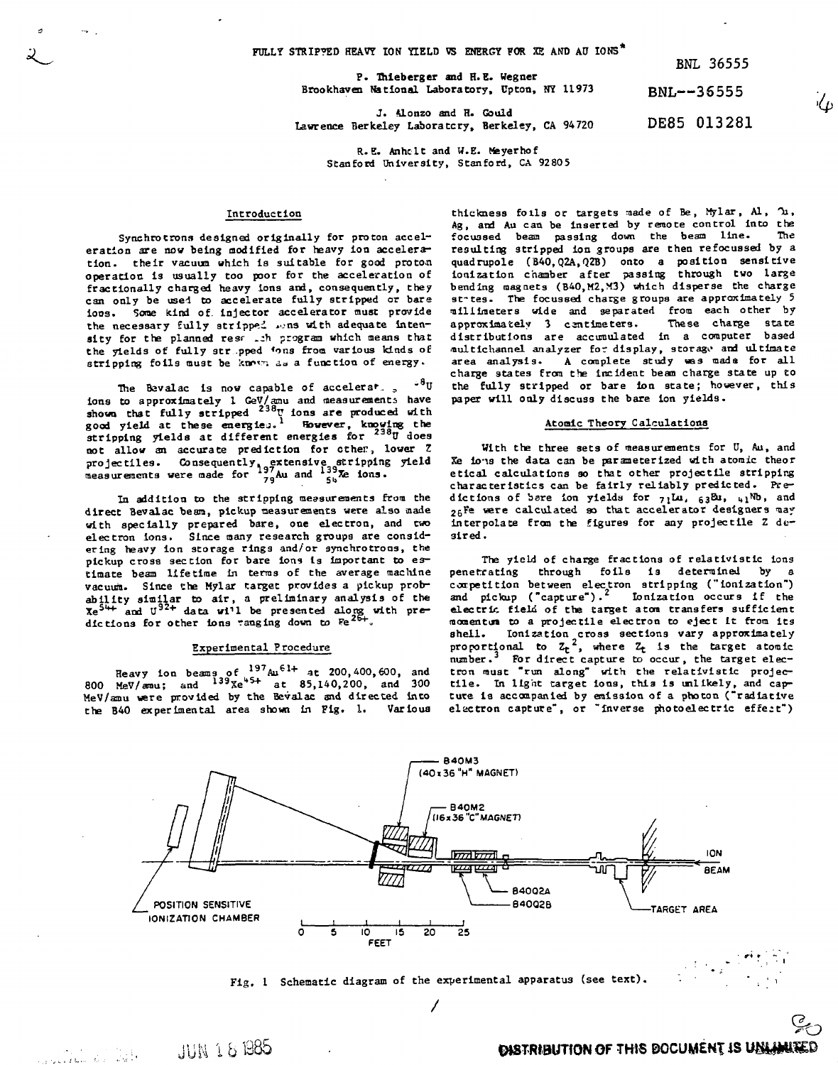# FULLY STRIPPED HEAVY ION YIELD VS ENERGY FOR XE AND AU IONS*

BNL 36555

BNL--36555

DE85 013281

P. Thieberger and H.E. Wegner
Brookhaven National Laboratory, Upton, NY 11973

J. Alonzo and H. Gould
Lawrence Berkeley Laboratory, Berkeley, CA 94720

R.E. Anholt and W.E. Meyerhof
Stanford University, Stanford, CA 92805

## Introduction

Synchrotrons designed originally for proton acceleration are now being modified for heavy ion acceleration. their vacuum which is suitable for good proton operation is usually too poor for the acceleration of fractionally charged heavy ions and, consequently, they can only be used to accelerate fully stripped or bare ions. Some kind of injector accelerator must provide the necessary fully stripped ions with adequate intensity for the planned research program which means that the yields of fully stripped ions from various kinds of stripping foils must be known as a function of energy.

The Bevalac is now capable of accelerating $^{238}U$ ions to approximately 1 GeV/amu and measurements have shown that fully stripped $^{238}U$ ions are produced with good yield at these energies.[1] However, knowing the stripping yields at different energies for $^{238}U$ does not allow an accurate prediction for other, lower Z projectiles. Consequently, extensive stripping yield measurements were made for $^{197}_{79}Au$ and $^{139}_{54}Xe$ ions.

In addition to the stripping measurements from the direct Bevalac beam, pickup measurements were also made with specially prepared bare, one electron, and two electron ions. Since many research groups are considering heavy ion storage rings and/or synchrotrons, the pickup cross section for bare ions is important to estimate beam lifetime in terms of the average machine vacuum. Since the Mylar target provides a pickup probability similar to air, a preliminary analysis of the $Xe^{54+}$ and $U^{92+}$ data will be presented along with predictions for other ions ranging down to $Fe^{26+}$.

## Experimental Procedure

Heavy ion beams of $^{197}Au^{61+}$ at 200, 400, 600, and 800 MeV/amu; and $^{139}Xe^{45+}$ at 85, 140, 200, and 300 MeV/amu were provided by the Bevalac and directed into the B40 experimental area shown in Fig. 1. Various thickness foils or targets made of Be, Mylar, Al, Cu, Ag, and Au can be inserted by remote control into the focussed beam passing down the beam line. The resulting stripped ion groups are then refocussed by a quadrupole (B40, Q2A, Q2B) onto a position sensitive ionization chamber after passing through two large bending magnets (B40, M2, M3) which disperse the charge states. The focussed charge groups are approximately 5 millimeters wide and separated from each other by approximately 3 centimeters. These charge state distributions are accumulated in a computer based multichannel analyzer for display, storage and ultimate area analysis. A complete study was made for all charge states from the incident beam charge state up to the fully stripped or bare ion state; however, this paper will only discuss the bare ion yields.

## Atomic Theory Calculations

With the three sets of measurements for U, Au, and Xe ions the data can be parameterized with atomic theoretical calculations so that other projectile stripping characteristics can be fairly reliably predicted. Predictions of bare ion yields for $_{71}Lu$, $_{63}Eu$, $_{41}Nb$, and $_{26}Fe$ were calculated so that accelerator designers may interpolate from the figures for any projectile Z desired.

The yield of charge fractions of relativistic ions penetrating through foils is determined by a competition between electron stripping ("ionization") and pickup ("capture").[2] Ionization occurs if the electric field of the target atom transfers sufficient momentum to a projectile electron to eject it from its shell. Ionization cross sections vary approximately proportional to $Z_t^2$, where $Z_t$ is the target atomic number.[3] For direct capture to occur, the target electron must "run along" with the relativistic projectile. In light target ions, this is unlikely, and capture is accompanied by emission of a photon ("radiative electron capture", or "inverse photoelectric effect")

Fig. 1 Schematic diagram of the experimental apparatus (see text).

JUN 18 1985

DISTRIBUTION OF THIS DOCUMENT IS UNLIMITED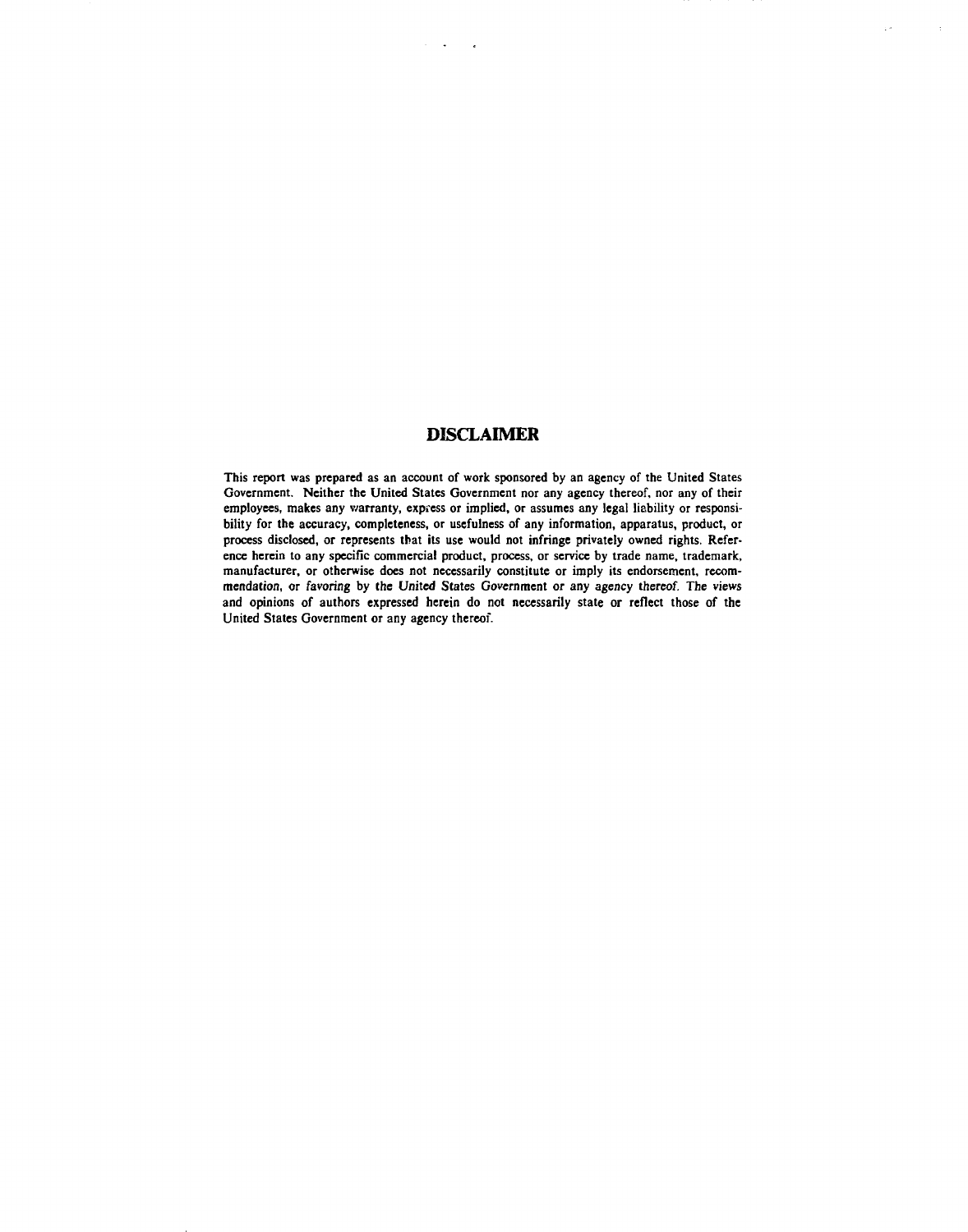## DISCLAIMER

This report was prepared as an account of work sponsored by an agency of the United States Government. Neither the United States Government nor any agency thereof, nor any of their employees, makes any warranty, express or implied, or assumes any legal liability or responsibility for the accuracy, completeness, or usefulness of any information, apparatus, product, or process disclosed, or represents that its use would not infringe privately owned rights. Reference herein to any specific commercial product, process, or service by trade name, trademark, manufacturer, or otherwise does not necessarily constitute or imply its endorsement, recommendation, or favoring by the United States Government or any agency thereof. The views and opinions of authors expressed herein do not necessarily state or reflect those of the United States Government or any agency thereof.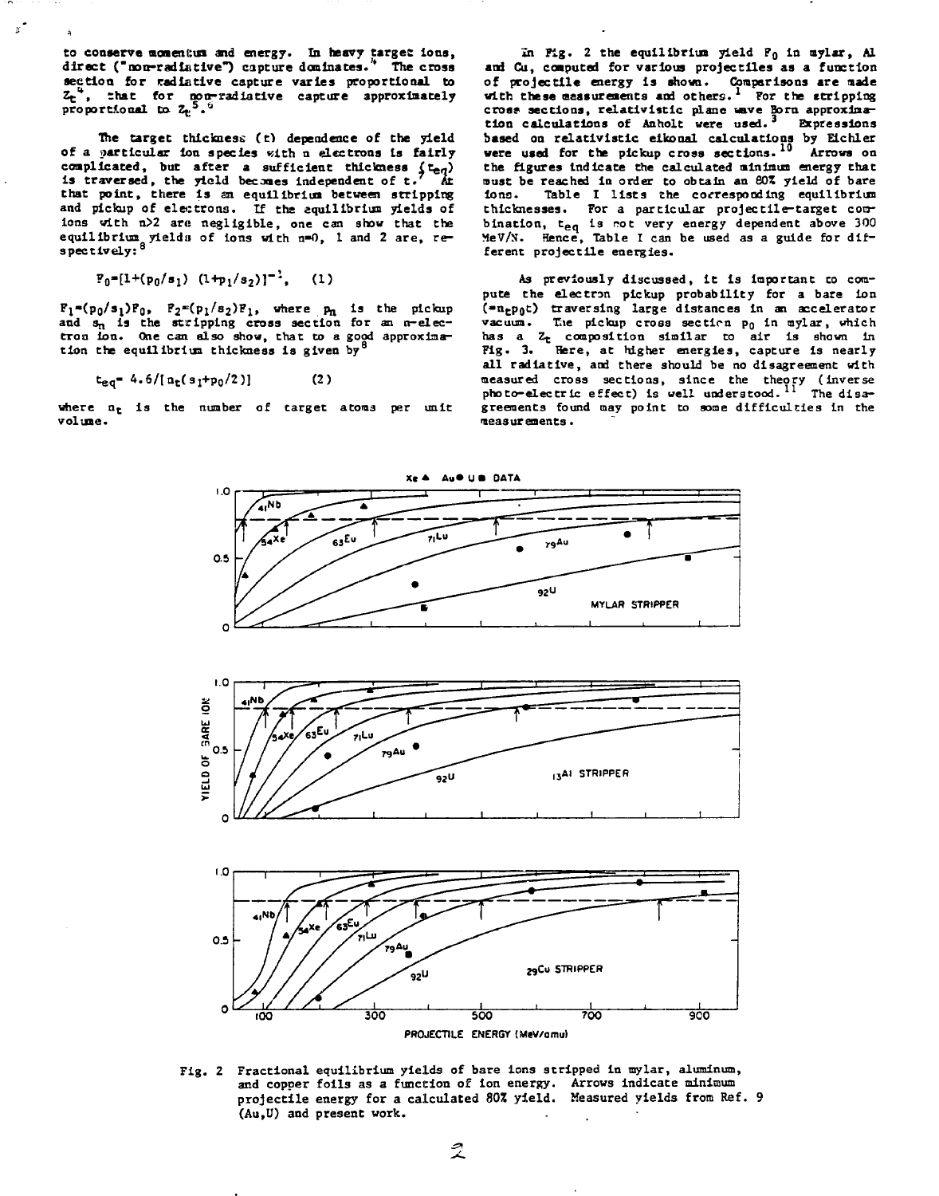to conserve momentum and energy. In heavy target ions, direct ("non-radiative") capture dominates.[4] The cross section for radiative capture varies proportional to $Z_t^4$, that for non-radiative capture approximately proportional to $Z_t^5$.[6]

The target thickness (t) dependence of the yield of a particular ion species with n electrons is fairly complicated, but after a sufficient thickness ($t_{eq}$) is traversed, the yield becomes independent of t.[7] At that point, there is an equilibrium between stripping and pickup of electrons. If the equilibrium yields of ions with n>2 are negligible, one can show that the equilibrium yields of ions with n=0, 1 and 2 are, respectively:[8]

$$F_0=[1+(p_0/s_1)\ (1+p_1/s_2)]^{-1}, \quad (1)$$

$F_1=(p_0/s_1)F_0$, $F_2=(p_1/s_2)F_1$, where $p_n$ is the pickup and $s_n$ is the stripping cross section for an n-electron ion. One can also show, that to a good approximation the equilibrium thickness is given by[8]

$$t_{eq}= 4.6/[n_t(s_1+p_0/2)] \quad (2)$$

where $n_t$ is the number of target atoms per unit volume.

In Fig. 2 the equilibrium yield $F_0$ in mylar, Al and Cu, computed for various projectiles as a function of projectile energy is shown. Comparisons are made with these measurements and others.[1] For the stripping cross sections, relativistic plane wave Born approximation calculations of Anholt were used.[3] Expressions based on relativistic eikonal calculations by Eichler were used for the pickup cross sections.[10] Arrows on the figures indicate the calculated minimum energy that must be reached in order to obtain an 80% yield of bare ions. Table I lists the corresponding equilibrium thicknesses. For a particular projectile-target combination, $t_{eq}$ is not very energy dependent above 300 MeV/N. Hence, Table I can be used as a guide for different projectile energies.

As previously discussed, it is important to compute the electron pickup probability for a bare ion ($=n_t p_0 t$) traversing large distances in an accelerator vacuum. The pickup cross section $p_0$ in mylar, which has a $Z_t$ composition similar to air is shown in Fig. 3. Here, at higher energies, capture is nearly all radiative, and there should be no disagreement with measured cross sections, since the theory (inverse photo-electric effect) is well understood.[11] The disagreements found may point to some difficulties in the measurements.

Fig. 2 Fractional equilibrium yields of bare ions stripped in mylar, aluminum, and copper foils as a function of ion energy. Arrows indicate minimum projectile energy for a calculated 80% yield. Measured yields from Ref. 9 (Au,U) and present work.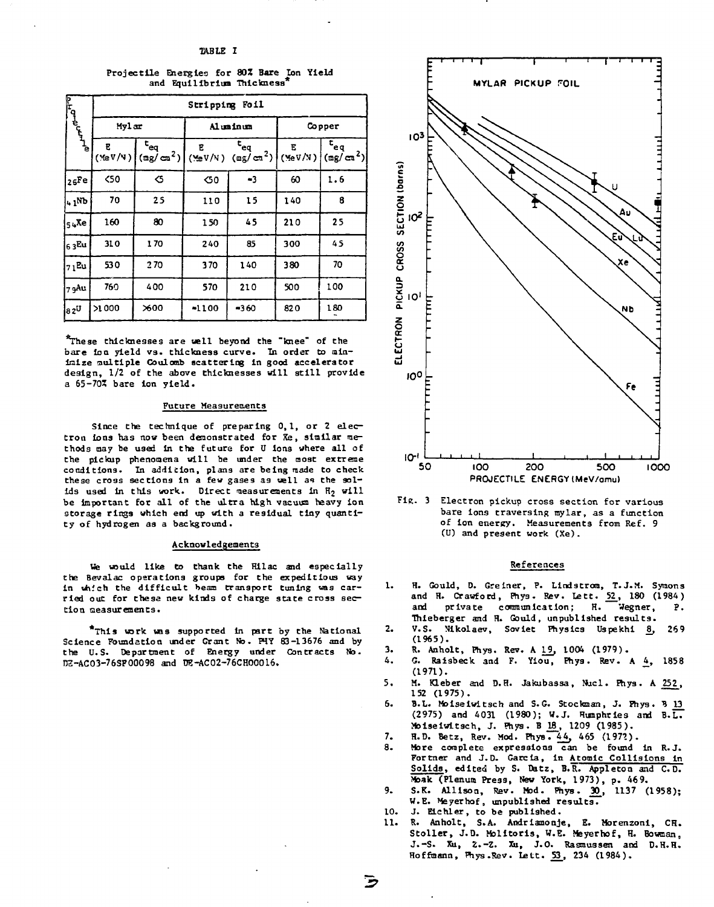TABLE I

Projectile Energies for 80% Bare Ion Yield and Equilibrium Thickness*

| Projectile | Stripping Foil | | | | | |
|---|---|---|---|---|---|---|
| | Mylar | | Aluminum | | Copper | |
| | E (MeV/N) | $t_{eq}$ (mg/cm$^2$) | E (MeV/N) | $t_{eq}$ (mg/cm$^2$) | E (MeV/N) | $t_{eq}$ (mg/cm$^2$) |
| $_{26}$Fe | <50 | <5 | <50 | ≈3 | 60 | 1.6 |
| $_{41}$Nb | 70 | 25 | 110 | 15 | 140 | 8 |
| $_{54}$Xe | 160 | 80 | 150 | 45 | 210 | 25 |
| $_{63}$Eu | 310 | 170 | 240 | 85 | 300 | 45 |
| $_{71}$Lu | 530 | 270 | 370 | 140 | 380 | 70 |
| $_{79}$Au | 760 | 400 | 570 | 210 | 500 | 100 |
| $_{82}$U | >1000 | >600 | ≈1100 | ≈360 | 820 | 180 |

*These thicknesses are well beyond the "knee" of the bare ion yield vs. thickness curve. In order to minimize multiple Coulomb scattering in good accelerator design, 1/2 of the above thicknesses will still provide a 65-70% bare ion yield.

## Future Measurements

Since the technique of preparing 0,1, or 2 electron ions has now been demonstrated for Xe, similar methods may be used in the future for U ions where all of the pickup phenomena will be under the most extreme conditions. In addition, plans are being made to check these cross sections in a few gases as well as the solids used in this work. Direct measurements in $H_2$ will be important for all of the ultra high vacuum heavy ion storage rings which end up with a residual tiny quantity of hydrogen as a background.

## Acknowledgements

We would like to thank the Hilac and especially the Bevalac operations groups for the expeditious way in which the difficult beam transport tuning was carried out for these new kinds of charge state cross section measurements.

*This work was supported in part by the National Science Foundation under Grant No. PHY 83-13676 and by the U.S. Department of Energy under Contracts No. DE-AC03-76SF00098 and DE-AC02-76CH00016.

MYLAR PICKUP FOIL

ELECTRON PICKUP CROSS SECTION (barns)

PROJECTILE ENERGY (MeV/amu)

10$^{-1}$ 10$^0$ 10$^1$ 10$^2$ 10$^3$

50 100 200 500 1000

U Au Eu Lu Xe Nb Fe

Fig. 3 Electron pickup cross section for various bare ions traversing mylar, as a function of ion energy. Measurements from Ref. 9 (U) and present work (Xe).

## References

1. H. Gould, D. Greiner, P. Lindstrom, T.J.M. Symons and H. Crawford, Phys. Rev. Lett. 52, 180 (1984) and private communication; H. Wegner, P. Thieberger and H. Gould, unpublished results.
2. V.S. Nikolaev, Soviet Physics Uspekhi 8, 269 (1965).
3. R. Anholt, Phys. Rev. A 19, 1004 (1979).
4. G. Raisbeck and F. Yiou, Phys. Rev. A 4, 1858 (1971).
5. M. Kleber and D.H. Jakubassa, Nucl. Phys. A 252, 152 (1975).
6. B.L. Moiseiwitsch and S.G. Stockman, J. Phys. B 13 (2975) and 4031 (1980); W.J. Humphries and B.L. Moiseiwitsch, J. Phys. B 18, 1209 (1985).
7. H.D. Betz, Rev. Mod. Phys. 44, 465 (1972).
8. More complete expressions can be found in R.J. Fortner and J.D. Garcia, in Atomic Collisions in Solids, edited by S. Datz, B.R. Appleton and C.D. Moak (Plenum Press, New York, 1973), p. 469.
9. S.K. Allison, Rev. Mod. Phys. 30, 1137 (1958); W.E. Meyerhof, unpublished results.
10. J. Eichler, to be published.
11. R. Anholt, S.A. Andriamonje, E. Morenzoni, CH. Stoller, J.D. Molitoris, W.E. Meyerhof, H. Bowman, J.-S. Xu, Z.-Z. Xu, J.O. Rasmussen and D.H.H. Hoffmann, Phys.Rev. Lett. 53, 234 (1984).